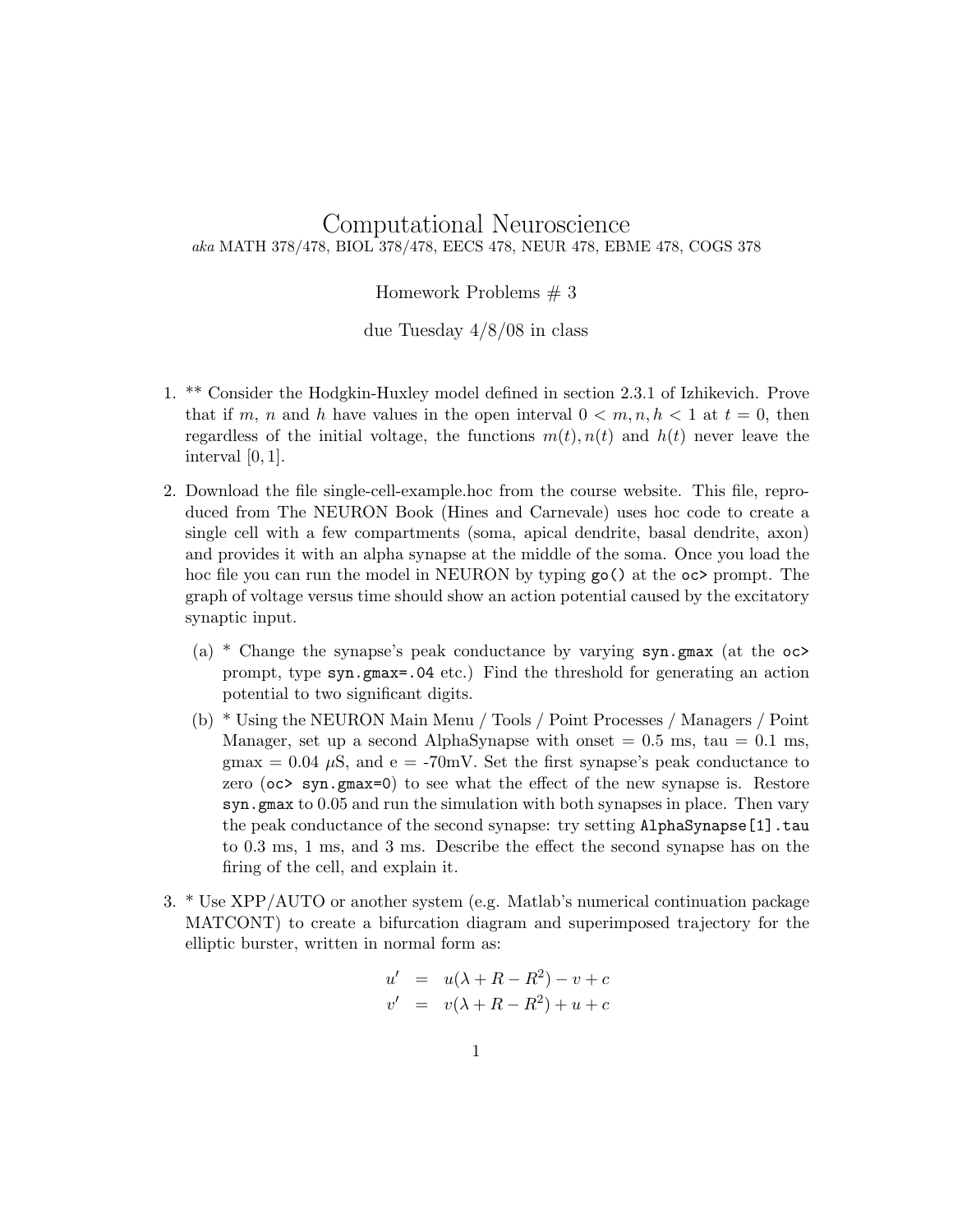# Computational Neuroscience

*aka* MATH 378/478, BIOL 378/478, EECS 478, NEUR 478, EBME 478, COGS 378

Homework Problems # 3

due Tuesday 4/8/08 in class

1. ** Consider the Hodgkin-Huxley model defined in section 2.3.1 of Izhikevich. Prove that if $m$, $n$ and $h$ have values in the open interval $0 < m, n, h < 1$ at $t = 0$, then regardless of the initial voltage, the functions $m(t), n(t)$ and $h(t)$ never leave the interval $[0, 1]$.

2. Download the file single-cell-example.hoc from the course website. This file, reproduced from The NEURON Book (Hines and Carnevale) uses hoc code to create a single cell with a few compartments (soma, apical dendrite, basal dendrite, axon) and provides it with an alpha synapse at the middle of the soma. Once you load the hoc file you can run the model in NEURON by typing `go()` at the `oc>` prompt. The graph of voltage versus time should show an action potential caused by the excitatory synaptic input.

   (a) * Change the synapse's peak conductance by varying `syn.gmax` (at the `oc>` prompt, type `syn.gmax=.04` etc.) Find the threshold for generating an action potential to two significant digits.

   (b) * Using the NEURON Main Menu / Tools / Point Processes / Managers / Point Manager, set up a second AlphaSynapse with onset = 0.5 ms, tau = 0.1 ms, gmax = 0.04 $\mu$S, and e = -70mV. Set the first synapse's peak conductance to zero (`oc> syn.gmax=0`) to see what the effect of the new synapse is. Restore `syn.gmax` to 0.05 and run the simulation with both synapses in place. Then vary the peak conductance of the second synapse: try setting `AlphaSynapse[1].tau` to 0.3 ms, 1 ms, and 3 ms. Describe the effect the second synapse has on the firing of the cell, and explain it.

3. * Use XPP/AUTO or another system (e.g. Matlab's numerical continuation package MATCONT) to create a bifurcation diagram and superimposed trajectory for the elliptic burster, written in normal form as:

$$
\begin{aligned}
u' &= u(\lambda + R - R^2) - v + c \\
v' &= v(\lambda + R - R^2) + u + c
\end{aligned}
$$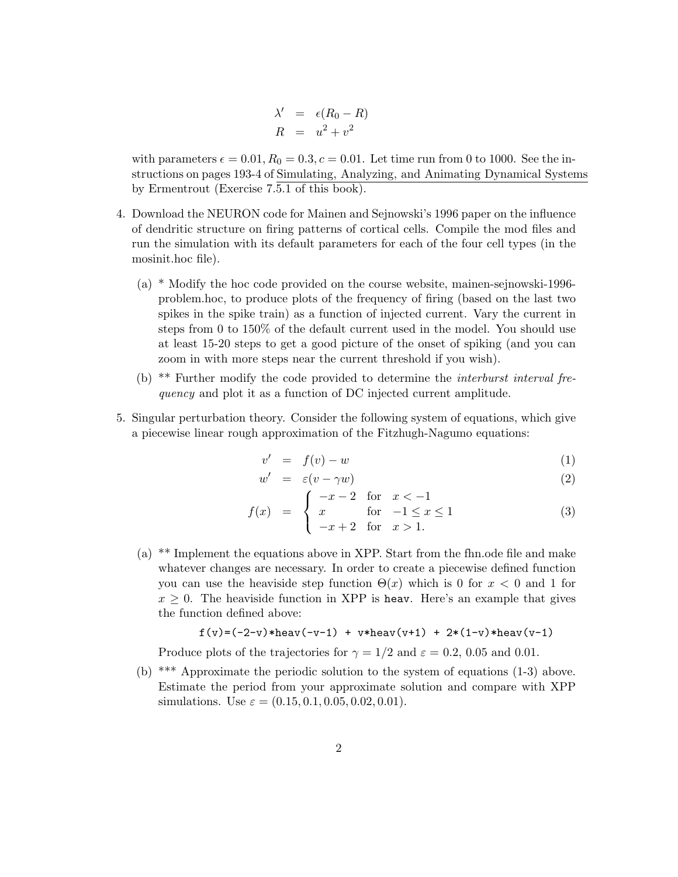$$
\begin{aligned}
\lambda' &= \epsilon(R_0 - R) \\
R &= u^2 + v^2
\end{aligned}
$$

with parameters $\epsilon = 0.01$, $R_0 = 0.3$, $c = 0.01$. Let time run from 0 to 1000. See the instructions on pages 193-4 of <u>Simulating, Analyzing, and Animating Dynamical Systems</u> by Ermentrout (Exercise 7.5.1 of this book).

4. Download the NEURON code for Mainen and Sejnowski's 1996 paper on the influence of dendritic structure on firing patterns of cortical cells. Compile the mod files and run the simulation with its default parameters for each of the four cell types (in the mosinit.hoc file).

   (a) * Modify the hoc code provided on the course website, mainen-sejnowski-1996-problem.hoc, to produce plots of the frequency of firing (based on the last two spikes in the spike train) as a function of injected current. Vary the current in steps from 0 to 150% of the default current used in the model. You should use at least 15-20 steps to get a good picture of the onset of spiking (and you can zoom in with more steps near the current threshold if you wish).

   (b) ** Further modify the code provided to determine the *interburst interval frequency* and plot it as a function of DC injected current amplitude.

5. Singular perturbation theory. Consider the following system of equations, which give a piecewise linear rough approximation of the Fitzhugh-Nagumo equations:

$$
\begin{aligned}
v' &= f(v) - w && (1) \\
w' &= \varepsilon(v - \gamma w) && (2) \\
f(x) &= \begin{cases} -x - 2 & \text{for} \quad x < -1 \\ x & \text{for} \quad -1 \leq x \leq 1 \\ -x + 2 & \text{for} \quad x > 1. \end{cases} && (3)
\end{aligned}
$$

   (a) ** Implement the equations above in XPP. Start from the fhn.ode file and make whatever changes are necessary. In order to create a piecewise defined function you can use the heaviside step function $\Theta(x)$ which is 0 for $x < 0$ and 1 for $x \geq 0$. The heaviside function in XPP is `heav`. Here's an example that gives the function defined above:

   ```
   f(v)=(-2-v)*heav(-v-1) + v*heav(v+1) + 2*(1-v)*heav(v-1)
   ```

   Produce plots of the trajectories for $\gamma = 1/2$ and $\varepsilon = 0.2$, 0.05 and 0.01.

   (b) *** Approximate the periodic solution to the system of equations (1-3) above. Estimate the period from your approximate solution and compare with XPP simulations. Use $\varepsilon = (0.15, 0.1, 0.05, 0.02, 0.01)$.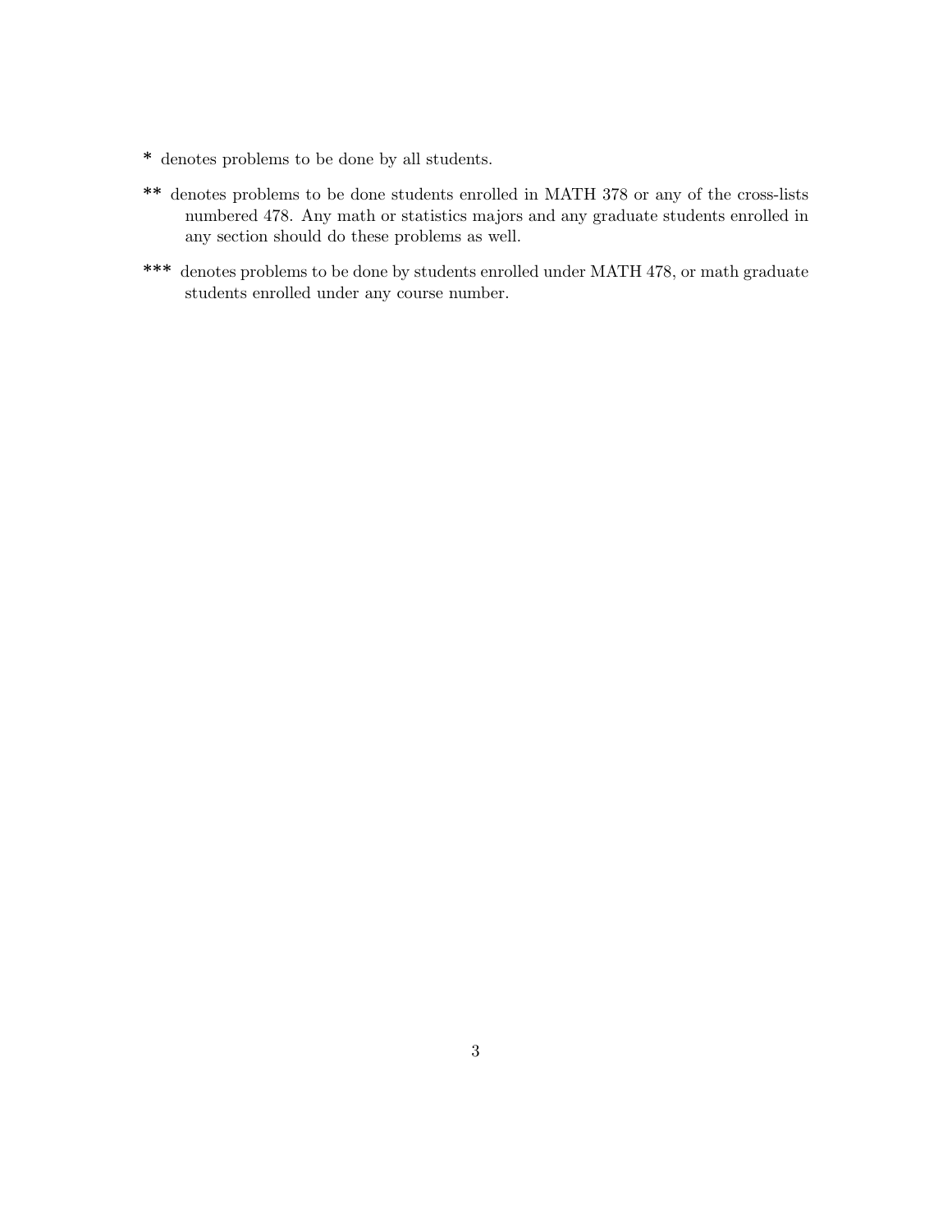* denotes problems to be done by all students.

** denotes problems to be done students enrolled in MATH 378 or any of the cross-lists numbered 478. Any math or statistics majors and any graduate students enrolled in any section should do these problems as well.

*** denotes problems to be done by students enrolled under MATH 478, or math graduate students enrolled under any course number.